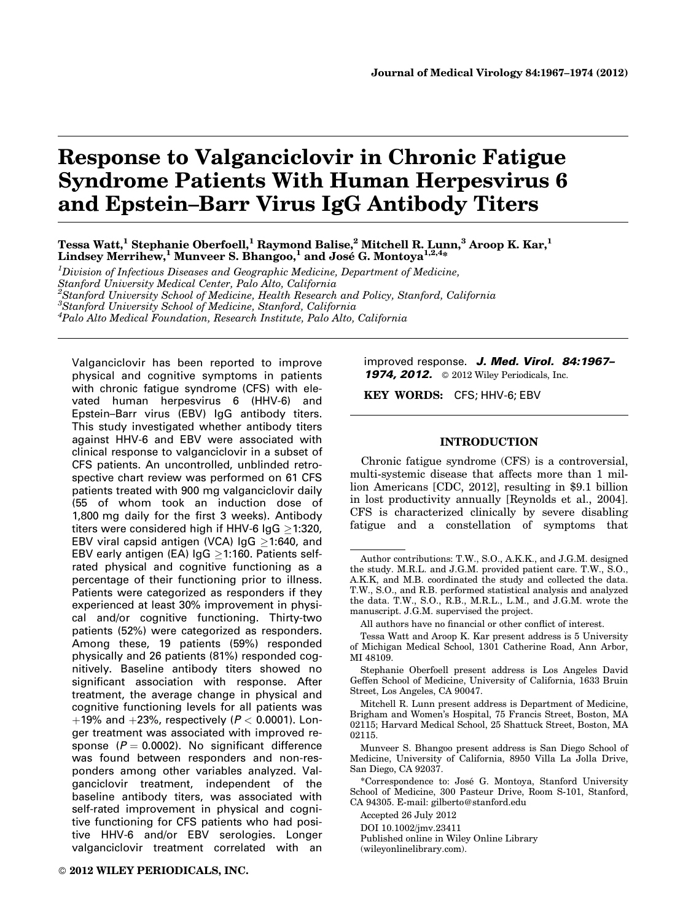# Response to Valganciclovir in Chronic Fatigue Syndrome Patients With Human Herpesvirus 6 and Epstein–Barr Virus IgG Antibody Titers

**Tessa Watt,[1] Stephanie Oberfoell,[1] Raymond Balise,[2] Mitchell R. Lunn,[3] Aroop K. Kar,[1] Lindsey Merrihew,[1] Munveer S. Bhangoo,[1] and José G. Montoya[1,2,4]***

[1]*Division of Infectious Diseases and Geographic Medicine, Department of Medicine, Stanford University Medical Center, Palo Alto, California*
[2]*Stanford University School of Medicine, Health Research and Policy, Stanford, California*
[3]*Stanford University School of Medicine, Stanford, California*
[4]*Palo Alto Medical Foundation, Research Institute, Palo Alto, California*

Valganciclovir has been reported to improve physical and cognitive symptoms in patients with chronic fatigue syndrome (CFS) with elevated human herpesvirus 6 (HHV-6) and Epstein–Barr virus (EBV) IgG antibody titers. This study investigated whether antibody titers against HHV-6 and EBV were associated with clinical response to valganciclovir in a subset of CFS patients. An uncontrolled, unblinded retrospective chart review was performed on 61 CFS patients treated with 900 mg valganciclovir daily (55 of whom took an induction dose of 1,800 mg daily for the first 3 weeks). Antibody titers were considered high if HHV-6 IgG $\geq$1:320, EBV viral capsid antigen (VCA) IgG $\geq$1:640, and EBV early antigen (EA) IgG $\geq$1:160. Patients self-rated physical and cognitive functioning as a percentage of their functioning prior to illness. Patients were categorized as responders if they experienced at least 30% improvement in physical and/or cognitive functioning. Thirty-two patients (52%) were categorized as responders. Among these, 19 patients (59%) responded physically and 26 patients (81%) responded cognitively. Baseline antibody titers showed no significant association with response. After treatment, the average change in physical and cognitive functioning levels for all patients was +19% and +23%, respectively ($P < 0.0001$). Longer treatment was associated with improved response ($P = 0.0002$). No significant difference was found between responders and non-responders among other variables analyzed. Valganciclovir treatment, independent of the baseline antibody titers, was associated with self-rated improvement in physical and cognitive functioning for CFS patients who had positive HHV-6 and/or EBV serologies. Longer valganciclovir treatment correlated with an improved response. ***J. Med. Virol. 84:1967–1974, 2012.*** © 2012 Wiley Periodicals, Inc.

**KEY WORDS:** CFS; HHV-6; EBV

## INTRODUCTION

Chronic fatigue syndrome (CFS) is a controversial, multi-systemic disease that affects more than 1 million Americans [CDC, 2012], resulting in \$9.1 billion in lost productivity annually [Reynolds et al., 2004]. CFS is characterized clinically by severe disabling fatigue and a constellation of symptoms that

---

Author contributions: T.W., S.O., A.K.K., and J.G.M. designed the study. M.R.L. and J.G.M. provided patient care. T.W., S.O., A.K.K, and M.B. coordinated the study and collected the data. T.W., S.O., and R.B. performed statistical analysis and analyzed the data. T.W., S.O., R.B., M.R.L., L.M., and J.G.M. wrote the manuscript. J.G.M. supervised the project.

All authors have no financial or other conflict of interest.

Tessa Watt and Aroop K. Kar present address is 5 University of Michigan Medical School, 1301 Catherine Road, Ann Arbor, MI 48109.

Stephanie Oberfoell present address is Los Angeles David Geffen School of Medicine, University of California, 1633 Bruin Street, Los Angeles, CA 90047.

Mitchell R. Lunn present address is Department of Medicine, Brigham and Women's Hospital, 75 Francis Street, Boston, MA 02115; Harvard Medical School, 25 Shattuck Street, Boston, MA 02115.

Munveer S. Bhangoo present address is San Diego School of Medicine, University of California, 8950 Villa La Jolla Drive, San Diego, CA 92037.

*Correspondence to: José G. Montoya, Stanford University School of Medicine, 300 Pasteur Drive, Room S-101, Stanford, CA 94305. E-mail: gilberto@stanford.edu

Accepted 26 July 2012
DOI 10.1002/jmv.23411
Published online in Wiley Online Library (wileyonlinelibrary.com).

© 2012 WILEY PERIODICALS, INC.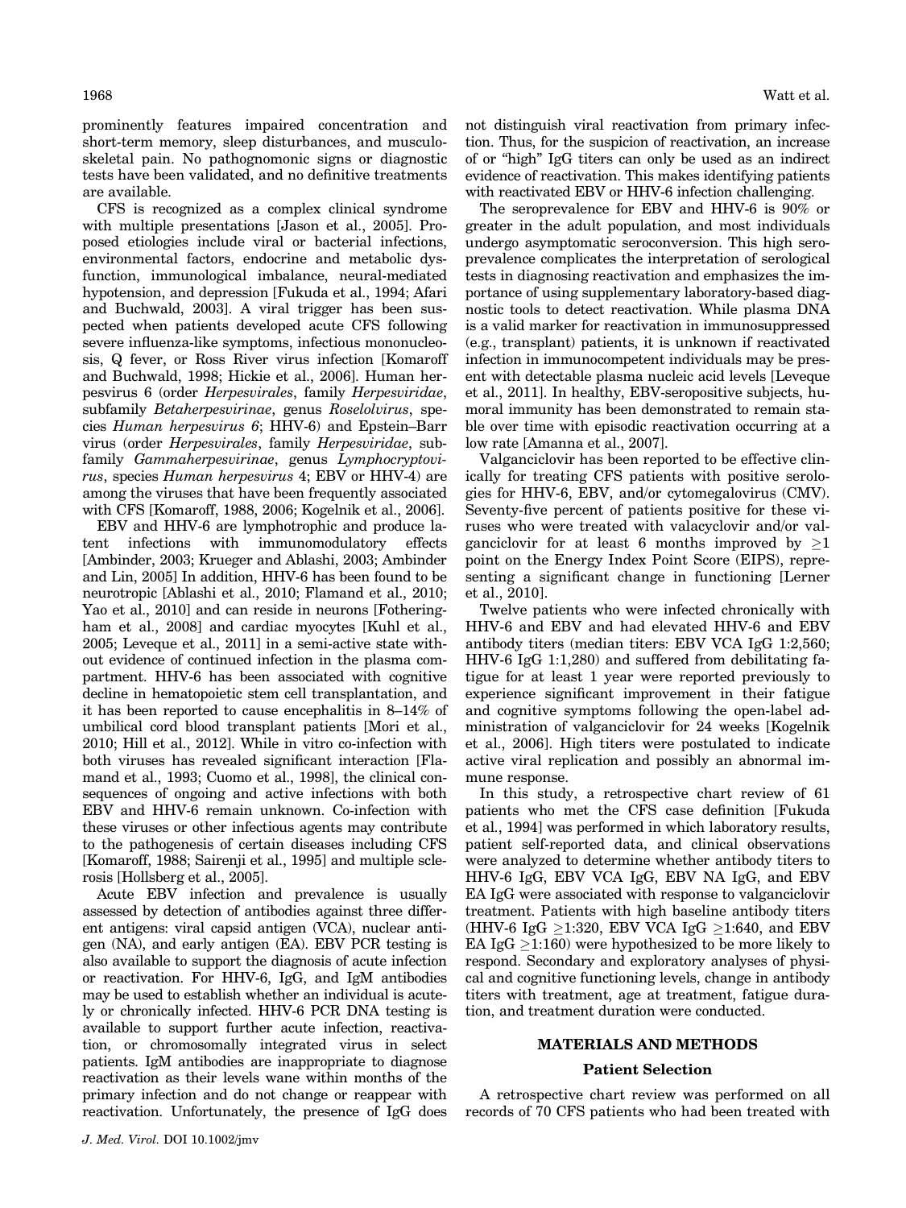prominently features impaired concentration and short-term memory, sleep disturbances, and musculoskeletal pain. No pathognomonic signs or diagnostic tests have been validated, and no definitive treatments are available.

CFS is recognized as a complex clinical syndrome with multiple presentations [Jason et al., 2005]. Proposed etiologies include viral or bacterial infections, environmental factors, endocrine and metabolic dysfunction, immunological imbalance, neural-mediated hypotension, and depression [Fukuda et al., 1994; Afari and Buchwald, 2003]. A viral trigger has been suspected when patients developed acute CFS following severe influenza-like symptoms, infectious mononucleosis, Q fever, or Ross River virus infection [Komaroff and Buchwald, 1998; Hickie et al., 2006]. Human herpesvirus 6 (order *Herpesvirales*, family *Herpesviridae*, subfamily *Betaherpesvirinae*, genus *Roselolvirus*, species *Human herpesvirus 6*; HHV-6) and Epstein–Barr virus (order *Herpesvirales*, family *Herpesviridae*, subfamily *Gammaherpesvirinae*, genus *Lymphocryptovirus*, species *Human herpesvirus* 4; EBV or HHV-4) are among the viruses that have been frequently associated with CFS [Komaroff, 1988, 2006; Kogelnik et al., 2006].

EBV and HHV-6 are lymphotrophic and produce latent infections with immunomodulatory effects [Ambinder, 2003; Krueger and Ablashi, 2003; Ambinder and Lin, 2005] In addition, HHV-6 has been found to be neurotropic [Ablashi et al., 2010; Flamand et al., 2010; Yao et al., 2010] and can reside in neurons [Fotheringham et al., 2008] and cardiac myocytes [Kuhl et al., 2005; Leveque et al., 2011] in a semi-active state without evidence of continued infection in the plasma compartment. HHV-6 has been associated with cognitive decline in hematopoietic stem cell transplantation, and it has been reported to cause encephalitis in 8–14% of umbilical cord blood transplant patients [Mori et al., 2010; Hill et al., 2012]. While in vitro co-infection with both viruses has revealed significant interaction [Flamand et al., 1993; Cuomo et al., 1998], the clinical consequences of ongoing and active infections with both EBV and HHV-6 remain unknown. Co-infection with these viruses or other infectious agents may contribute to the pathogenesis of certain diseases including CFS [Komaroff, 1988; Sairenji et al., 1995] and multiple sclerosis [Hollsberg et al., 2005].

Acute EBV infection and prevalence is usually assessed by detection of antibodies against three different antigens: viral capsid antigen (VCA), nuclear antigen (NA), and early antigen (EA). EBV PCR testing is also available to support the diagnosis of acute infection or reactivation. For HHV-6, IgG, and IgM antibodies may be used to establish whether an individual is acutely or chronically infected. HHV-6 PCR DNA testing is available to support further acute infection, reactivation, or chromosomally integrated virus in select patients. IgM antibodies are inappropriate to diagnose reactivation as their levels wane within months of the primary infection and do not change or reappear with reactivation. Unfortunately, the presence of IgG does not distinguish viral reactivation from primary infection. Thus, for the suspicion of reactivation, an increase of or "high" IgG titers can only be used as an indirect evidence of reactivation. This makes identifying patients with reactivated EBV or HHV-6 infection challenging.

The seroprevalence for EBV and HHV-6 is 90% or greater in the adult population, and most individuals undergo asymptomatic seroconversion. This high seroprevalence complicates the interpretation of serological tests in diagnosing reactivation and emphasizes the importance of using supplementary laboratory-based diagnostic tools to detect reactivation. While plasma DNA is a valid marker for reactivation in immunosuppressed (e.g., transplant) patients, it is unknown if reactivated infection in immunocompetent individuals may be present with detectable plasma nucleic acid levels [Leveque et al., 2011]. In healthy, EBV-seropositive subjects, humoral immunity has been demonstrated to remain stable over time with episodic reactivation occurring at a low rate [Amanna et al., 2007].

Valganciclovir has been reported to be effective clinically for treating CFS patients with positive serologies for HHV-6, EBV, and/or cytomegalovirus (CMV). Seventy-five percent of patients positive for these viruses who were treated with valacyclovir and/or valganciclovir for at least 6 months improved by $\geq$1 point on the Energy Index Point Score (EIPS), representing a significant change in functioning [Lerner et al., 2010].

Twelve patients who were infected chronically with HHV-6 and EBV and had elevated HHV-6 and EBV antibody titers (median titers: EBV VCA IgG 1:2,560; HHV-6 IgG 1:1,280) and suffered from debilitating fatigue for at least 1 year were reported previously to experience significant improvement in their fatigue and cognitive symptoms following the open-label administration of valganciclovir for 24 weeks [Kogelnik et al., 2006]. High titers were postulated to indicate active viral replication and possibly an abnormal immune response.

In this study, a retrospective chart review of 61 patients who met the CFS case definition [Fukuda et al., 1994] was performed in which laboratory results, patient self-reported data, and clinical observations were analyzed to determine whether antibody titers to HHV-6 IgG, EBV VCA IgG, EBV NA IgG, and EBV EA IgG were associated with response to valganciclovir treatment. Patients with high baseline antibody titers (HHV-6 IgG $\geq$1:320, EBV VCA IgG $\geq$1:640, and EBV EA IgG $\geq$1:160) were hypothesized to be more likely to respond. Secondary and exploratory analyses of physical and cognitive functioning levels, change in antibody titers with treatment, age at treatment, fatigue duration, and treatment duration were conducted.

## MATERIALS AND METHODS

### Patient Selection

A retrospective chart review was performed on all records of 70 CFS patients who had been treated with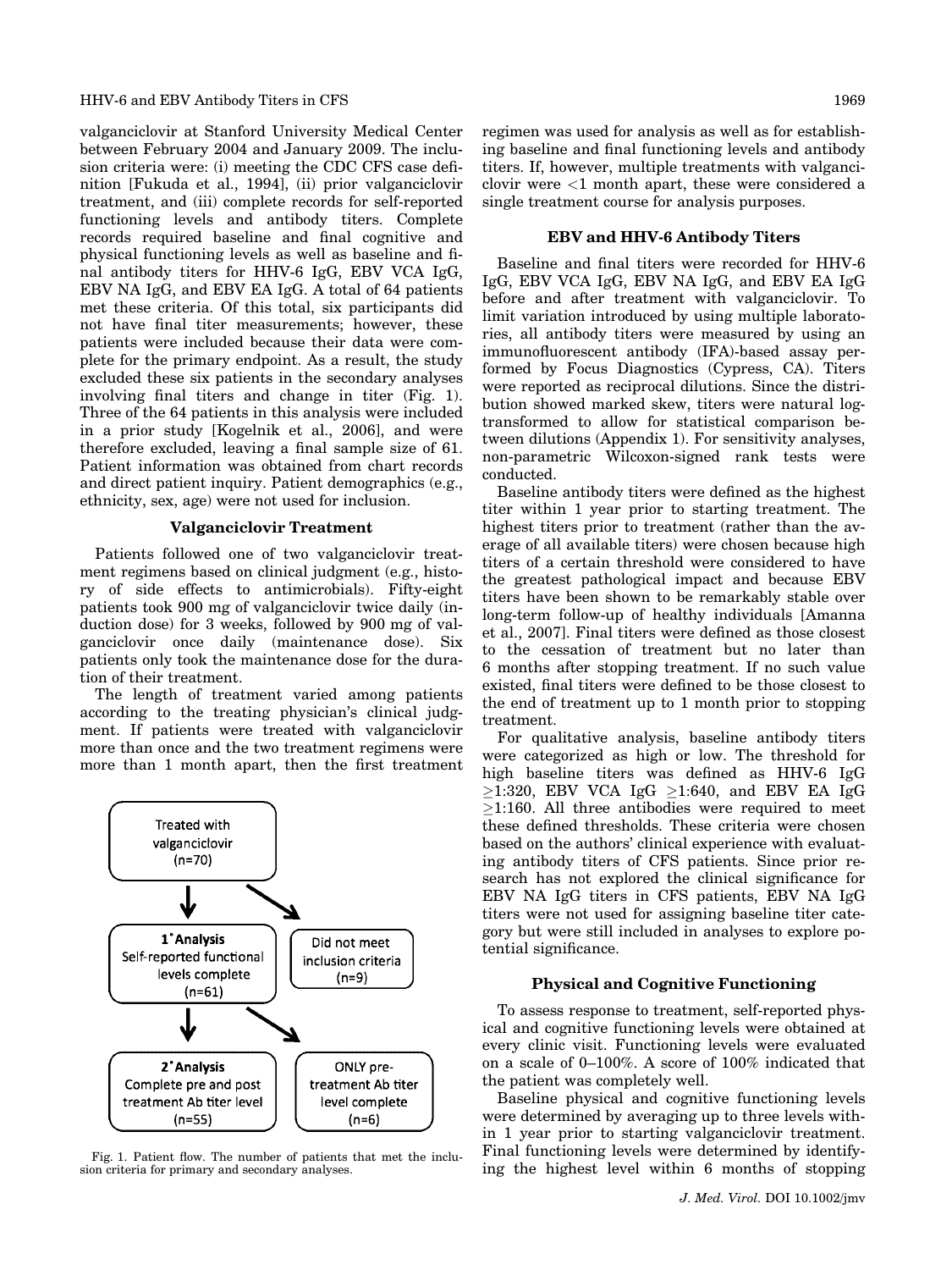valganciclovir at Stanford University Medical Center between February 2004 and January 2009. The inclusion criteria were: (i) meeting the CDC CFS case definition [Fukuda et al., 1994], (ii) prior valganciclovir treatment, and (iii) complete records for self-reported functioning levels and antibody titers. Complete records required baseline and final cognitive and physical functioning levels as well as baseline and final antibody titers for HHV-6 IgG, EBV VCA IgG, EBV NA IgG, and EBV EA IgG. A total of 64 patients met these criteria. Of this total, six participants did not have final titer measurements; however, these patients were included because their data were complete for the primary endpoint. As a result, the study excluded these six patients in the secondary analyses involving final titers and change in titer (Fig. 1). Three of the 64 patients in this analysis were included in a prior study [Kogelnik et al., 2006], and were therefore excluded, leaving a final sample size of 61. Patient information was obtained from chart records and direct patient inquiry. Patient demographics (e.g., ethnicity, sex, age) were not used for inclusion.

### Valganciclovir Treatment

Patients followed one of two valganciclovir treatment regimens based on clinical judgment (e.g., history of side effects to antimicrobials). Fifty-eight patients took 900 mg of valganciclovir twice daily (induction dose) for 3 weeks, followed by 900 mg of valganciclovir once daily (maintenance dose). Six patients only took the maintenance dose for the duration of their treatment.

The length of treatment varied among patients according to the treating physician's clinical judgment. If patients were treated with valganciclovir more than once and the two treatment regimens were more than 1 month apart, then the first treatment regimen was used for analysis as well as for establishing baseline and final functioning levels and antibody titers. If, however, multiple treatments with valganciclovir were <1 month apart, these were considered a single treatment course for analysis purposes.

Treated with valganciclovir (n=70) → 1° Analysis: Self-reported functional levels complete (n=61); Did not meet inclusion criteria (n=9)

1° Analysis (n=61) → 2° Analysis: Complete pre and post treatment Ab titer level (n=55); ONLY pre-treatment Ab titer level complete (n=6)

Fig. 1. Patient flow. The number of patients that met the inclusion criteria for primary and secondary analyses.

### EBV and HHV-6 Antibody Titers

Baseline and final titers were recorded for HHV-6 IgG, EBV VCA IgG, EBV NA IgG, and EBV EA IgG before and after treatment with valganciclovir. To limit variation introduced by using multiple laboratories, all antibody titers were measured by using an immunofluorescent antibody (IFA)-based assay performed by Focus Diagnostics (Cypress, CA). Titers were reported as reciprocal dilutions. Since the distribution showed marked skew, titers were natural log-transformed to allow for statistical comparison between dilutions (Appendix 1). For sensitivity analyses, non-parametric Wilcoxon-signed rank tests were conducted.

Baseline antibody titers were defined as the highest titer within 1 year prior to starting treatment. The highest titers prior to treatment (rather than the average of all available titers) were chosen because high titers of a certain threshold were considered to have the greatest pathological impact and because EBV titers have been shown to be remarkably stable over long-term follow-up of healthy individuals [Amanna et al., 2007]. Final titers were defined as those closest to the cessation of treatment but no later than 6 months after stopping treatment. If no such value existed, final titers were defined to be those closest to the end of treatment up to 1 month prior to stopping treatment.

For qualitative analysis, baseline antibody titers were categorized as high or low. The threshold for high baseline titers was defined as HHV-6 IgG ≥1:320, EBV VCA IgG ≥1:640, and EBV EA IgG ≥1:160. All three antibodies were required to meet these defined thresholds. These criteria were chosen based on the authors' clinical experience with evaluating antibody titers of CFS patients. Since prior research has not explored the clinical significance for EBV NA IgG titers in CFS patients, EBV NA IgG titers were not used for assigning baseline titer category but were still included in analyses to explore potential significance.

### Physical and Cognitive Functioning

To assess response to treatment, self-reported physical and cognitive functioning levels were obtained at every clinic visit. Functioning levels were evaluated on a scale of 0–100%. A score of 100% indicated that the patient was completely well.

Baseline physical and cognitive functioning levels were determined by averaging up to three levels within 1 year prior to starting valganciclovir treatment. Final functioning levels were determined by identifying the highest level within 6 months of stopping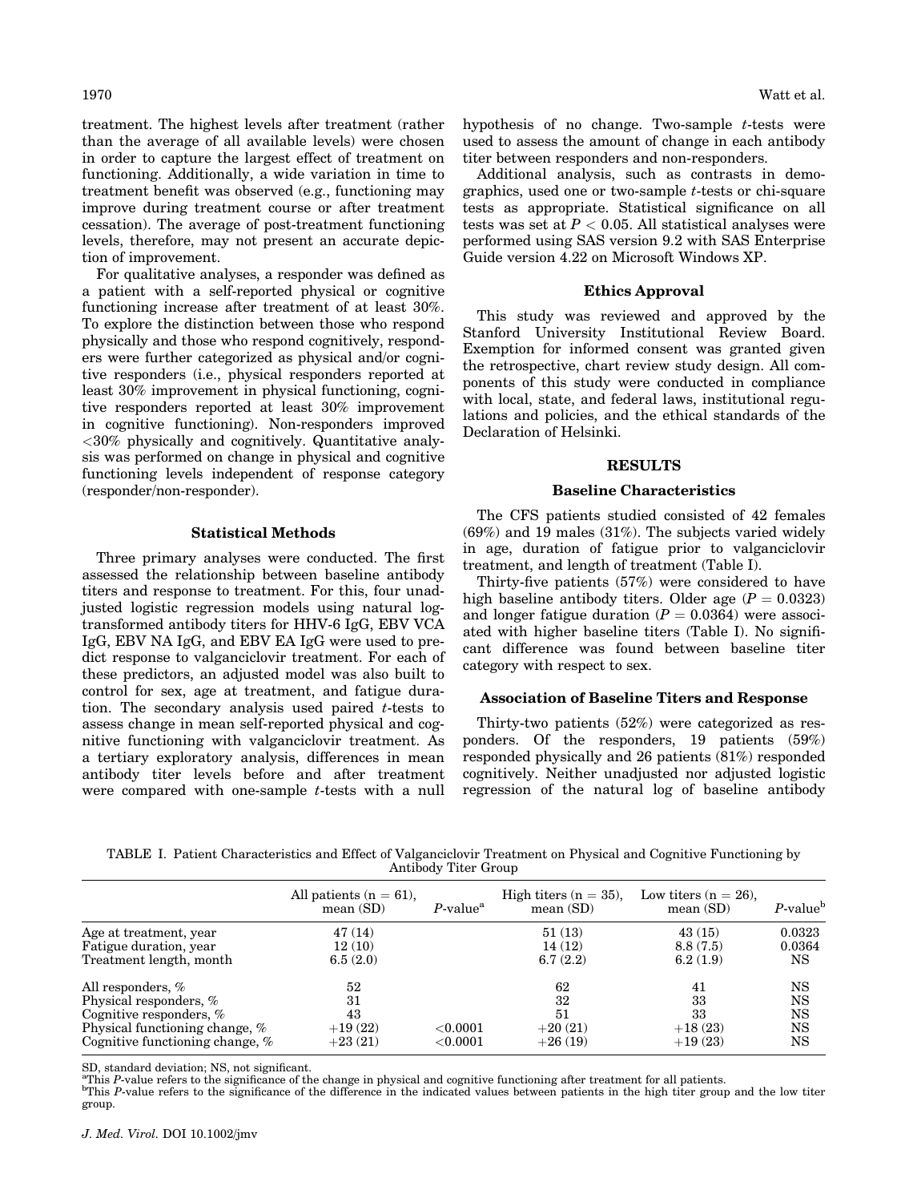treatment. The highest levels after treatment (rather than the average of all available levels) were chosen in order to capture the largest effect of treatment on functioning. Additionally, a wide variation in time to treatment benefit was observed (e.g., functioning may improve during treatment course or after treatment cessation). The average of post-treatment functioning levels, therefore, may not present an accurate depiction of improvement.

For qualitative analyses, a responder was defined as a patient with a self-reported physical or cognitive functioning increase after treatment of at least 30%. To explore the distinction between those who respond physically and those who respond cognitively, responders were further categorized as physical and/or cognitive responders (i.e., physical responders reported at least 30% improvement in physical functioning, cognitive responders reported at least 30% improvement in cognitive functioning). Non-responders improved <30% physically and cognitively. Quantitative analysis was performed on change in physical and cognitive functioning levels independent of response category (responder/non-responder).

### Statistical Methods

Three primary analyses were conducted. The first assessed the relationship between baseline antibody titers and response to treatment. For this, four unadjusted logistic regression models using natural log-transformed antibody titers for HHV-6 IgG, EBV VCA IgG, EBV NA IgG, and EBV EA IgG were used to predict response to valganciclovir treatment. For each of these predictors, an adjusted model was also built to control for sex, age at treatment, and fatigue duration. The secondary analysis used paired *t*-tests to assess change in mean self-reported physical and cognitive functioning with valganciclovir treatment. As a tertiary exploratory analysis, differences in mean antibody titer levels before and after treatment were compared with one-sample *t*-tests with a null hypothesis of no change. Two-sample *t*-tests were used to assess the amount of change in each antibody titer between responders and non-responders.

Additional analysis, such as contrasts in demographics, used one or two-sample *t*-tests or chi-square tests as appropriate. Statistical significance on all tests was set at $P < 0.05$. All statistical analyses were performed using SAS version 9.2 with SAS Enterprise Guide version 4.22 on Microsoft Windows XP.

### Ethics Approval

This study was reviewed and approved by the Stanford University Institutional Review Board. Exemption for informed consent was granted given the retrospective, chart review study design. All components of this study were conducted in compliance with local, state, and federal laws, institutional regulations and policies, and the ethical standards of the Declaration of Helsinki.

## RESULTS

### Baseline Characteristics

The CFS patients studied consisted of 42 females (69%) and 19 males (31%). The subjects varied widely in age, duration of fatigue prior to valganciclovir treatment, and length of treatment (Table I).

Thirty-five patients (57%) were considered to have high baseline antibody titers. Older age ($P = 0.0323$) and longer fatigue duration ($P = 0.0364$) were associated with higher baseline titers (Table I). No significant difference was found between baseline titer category with respect to sex.

### Association of Baseline Titers and Response

Thirty-two patients (52%) were categorized as responders. Of the responders, 19 patients (59%) responded physically and 26 patients (81%) responded cognitively. Neither unadjusted nor adjusted logistic regression of the natural log of baseline antibody

TABLE I. Patient Characteristics and Effect of Valganciclovir Treatment on Physical and Cognitive Functioning by Antibody Titer Group

| | All patients (n = 61), mean (SD) | *P*-value[a] | High titers (n = 35), mean (SD) | Low titers (n = 26), mean (SD) | *P*-value[b] |
|---|---|---|---|---|---|
| Age at treatment, year | 47 (14) | | 51 (13) | 43 (15) | 0.0323 |
| Fatigue duration, year | 12 (10) | | 14 (12) | 8.8 (7.5) | 0.0364 |
| Treatment length, month | 6.5 (2.0) | | 6.7 (2.2) | 6.2 (1.9) | NS |
| All responders, % | 52 | | 62 | 41 | NS |
| Physical responders, % | 31 | | 32 | 33 | NS |
| Cognitive responders, % | 43 | | 51 | 33 | NS |
| Physical functioning change, % | +19 (22) | <0.0001 | +20 (21) | +18 (23) | NS |
| Cognitive functioning change, % | +23 (21) | <0.0001 | +26 (19) | +19 (23) | NS |

SD, standard deviation; NS, not significant.
[a]This *P*-value refers to the significance of the change in physical and cognitive functioning after treatment for all patients.
[b]This *P*-value refers to the significance of the difference in the indicated values between patients in the high titer group and the low titer group.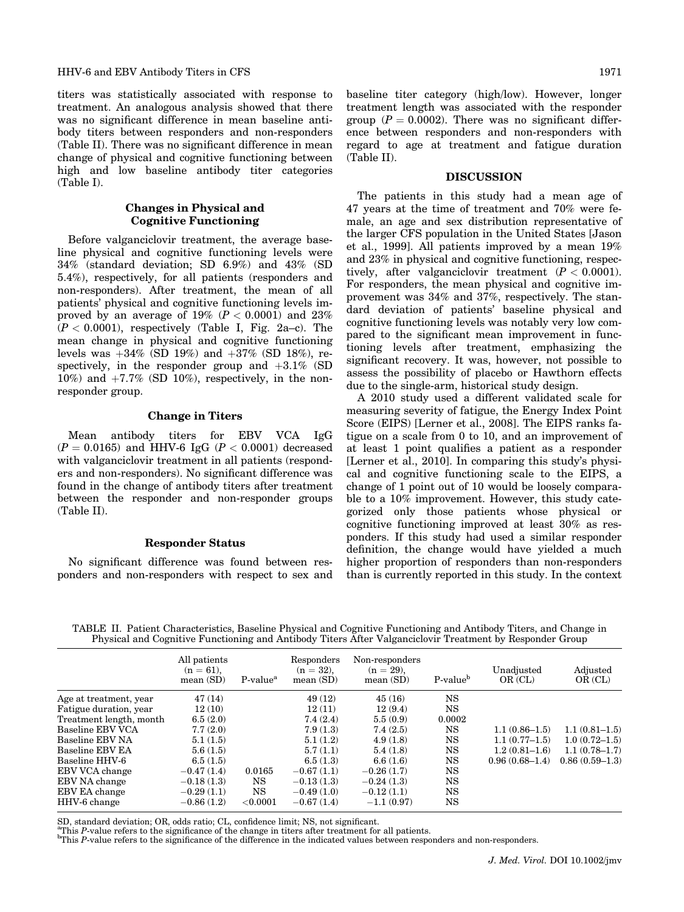titers was statistically associated with response to treatment. An analogous analysis showed that there was no significant difference in mean baseline antibody titers between responders and non-responders (Table II). There was no significant difference in mean change of physical and cognitive functioning between high and low baseline antibody titer categories (Table I).

### Changes in Physical and Cognitive Functioning

Before valganciclovir treatment, the average baseline physical and cognitive functioning levels were 34% (standard deviation; SD 6.9%) and 43% (SD 5.4%), respectively, for all patients (responders and non-responders). After treatment, the mean of all patients' physical and cognitive functioning levels improved by an average of 19% ($P < 0.0001$) and 23% ($P < 0.0001$), respectively (Table I, Fig. 2a–c). The mean change in physical and cognitive functioning levels was +34% (SD 19%) and +37% (SD 18%), respectively, in the responder group and +3.1% (SD 10%) and +7.7% (SD 10%), respectively, in the non-responder group.

### Change in Titers

Mean antibody titers for EBV VCA IgG ($P = 0.0165$) and HHV-6 IgG ($P < 0.0001$) decreased with valganciclovir treatment in all patients (responders and non-responders). No significant difference was found in the change of antibody titers after treatment between the responder and non-responder groups (Table II).

### Responder Status

No significant difference was found between responders and non-responders with respect to sex and baseline titer category (high/low). However, longer treatment length was associated with the responder group ($P = 0.0002$). There was no significant difference between responders and non-responders with regard to age at treatment and fatigue duration (Table II).

## DISCUSSION

The patients in this study had a mean age of 47 years at the time of treatment and 70% were female, an age and sex distribution representative of the larger CFS population in the United States [Jason et al., 1999]. All patients improved by a mean 19% and 23% in physical and cognitive functioning, respectively, after valganciclovir treatment ($P < 0.0001$). For responders, the mean physical and cognitive improvement was 34% and 37%, respectively. The standard deviation of patients' baseline physical and cognitive functioning levels was notably very low compared to the significant mean improvement in functioning levels after treatment, emphasizing the significant recovery. It was, however, not possible to assess the possibility of placebo or Hawthorn effects due to the single-arm, historical study design.

A 2010 study used a different validated scale for measuring severity of fatigue, the Energy Index Point Score (EIPS) [Lerner et al., 2008]. The EIPS ranks fatigue on a scale from 0 to 10, and an improvement of at least 1 point qualifies a patient as a responder [Lerner et al., 2010]. In comparing this study's physical and cognitive functioning scale to the EIPS, a change of 1 point out of 10 would be loosely comparable to a 10% improvement. However, this study categorized only those patients whose physical or cognitive functioning improved at least 30% as responders. If this study had used a similar responder definition, the change would have yielded a much higher proportion of responders than non-responders than is currently reported in this study. In the context

TABLE II. Patient Characteristics, Baseline Physical and Cognitive Functioning and Antibody Titers, and Change in Physical and Cognitive Functioning and Antibody Titers After Valganciclovir Treatment by Responder Group

| | All patients (n = 61), mean (SD) | P-value[a] | Responders (n = 32), mean (SD) | Non-responders (n = 29), mean (SD) | P-value[b] | Unadjusted OR (CL) | Adjusted OR (CL) |
|---|---|---|---|---|---|---|---|
| Age at treatment, year | 47 (14) | | 49 (12) | 45 (16) | NS | | |
| Fatigue duration, year | 12 (10) | | 12 (11) | 12 (9.4) | NS | | |
| Treatment length, month | 6.5 (2.0) | | 7.4 (2.4) | 5.5 (0.9) | 0.0002 | | |
| Baseline EBV VCA | 7.7 (2.0) | | 7.9 (1.3) | 7.4 (2.5) | NS | 1.1 (0.86–1.5) | 1.1 (0.81–1.5) |
| Baseline EBV NA | 5.1 (1.5) | | 5.1 (1.2) | 4.9 (1.8) | NS | 1.1 (0.77–1.5) | 1.0 (0.72–1.5) |
| Baseline EBV EA | 5.6 (1.5) | | 5.7 (1.1) | 5.4 (1.8) | NS | 1.2 (0.81–1.6) | 1.1 (0.78–1.7) |
| Baseline HHV-6 | 6.5 (1.5) | | 6.5 (1.3) | 6.6 (1.6) | NS | 0.96 (0.68–1.4) | 0.86 (0.59–1.3) |
| EBV VCA change | −0.47 (1.4) | 0.0165 | −0.67 (1.1) | −0.26 (1.7) | NS | | |
| EBV NA change | −0.18 (1.3) | NS | −0.13 (1.3) | −0.24 (1.3) | NS | | |
| EBV EA change | −0.29 (1.1) | NS | −0.49 (1.0) | −0.12 (1.1) | NS | | |
| HHV-6 change | −0.86 (1.2) | <0.0001 | −0.67 (1.4) | −1.1 (0.97) | NS | | |

SD, standard deviation; OR, odds ratio; CL, confidence limit; NS, not significant.
[a]This $P$-value refers to the significance of the change in titers after treatment for all patients.
[b]This $P$-value refers to the significance of the difference in the indicated values between responders and non-responders.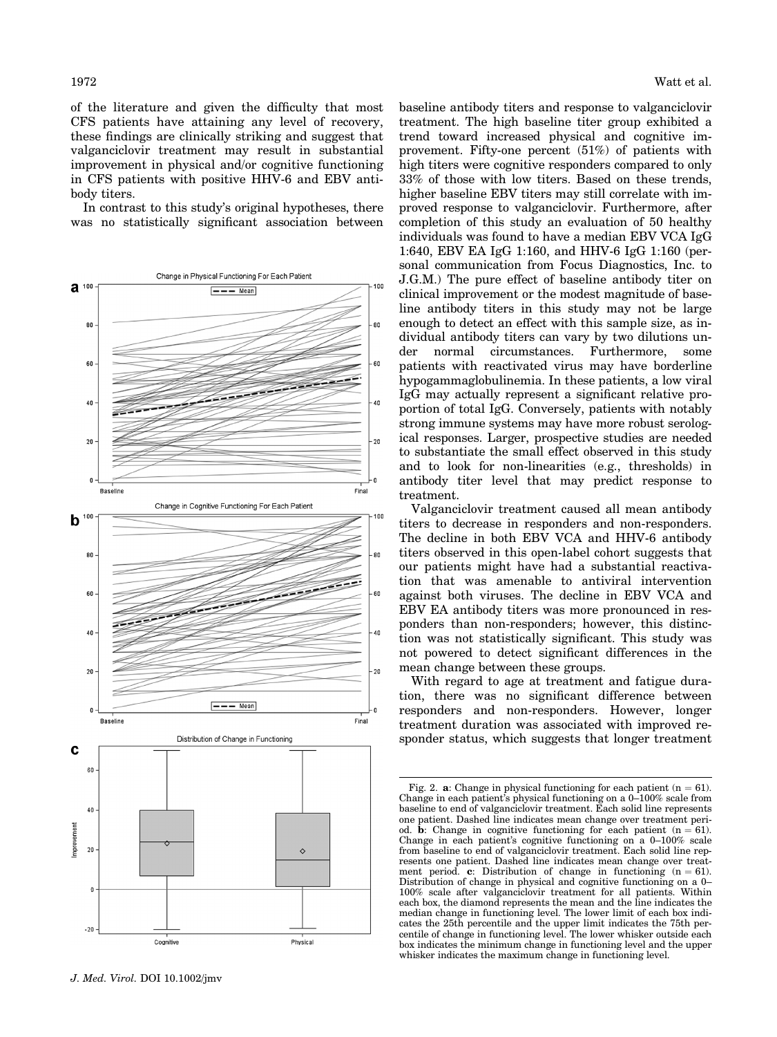of the literature and given the difficulty that most CFS patients have attaining any level of recovery, these findings are clinically striking and suggest that valganciclovir treatment may result in substantial improvement in physical and/or cognitive functioning in CFS patients with positive HHV-6 and EBV antibody titers.

In contrast to this study's original hypotheses, there was no statistically significant association between baseline antibody titers and response to valganciclovir treatment. The high baseline titer group exhibited a trend toward increased physical and cognitive improvement. Fifty-one percent (51%) of patients with high titers were cognitive responders compared to only 33% of those with low titers. Based on these trends, higher baseline EBV titers may still correlate with improved response to valganciclovir. Furthermore, after completion of this study an evaluation of 50 healthy individuals was found to have a median EBV VCA IgG 1:640, EBV EA IgG 1:160, and HHV-6 IgG 1:160 (personal communication from Focus Diagnostics, Inc. to J.G.M.) The pure effect of baseline antibody titer on clinical improvement or the modest magnitude of baseline antibody titers in this study may not be large enough to detect an effect with this sample size, as individual antibody titers can vary by two dilutions under normal circumstances. Furthermore, some patients with reactivated virus may have borderline hypogammaglobulinemia. In these patients, a low viral IgG may actually represent a significant relative proportion of total IgG. Conversely, patients with notably strong immune systems may have more robust serological responses. Larger, prospective studies are needed to substantiate the small effect observed in this study and to look for non-linearities (e.g., thresholds) in antibody titer level that may predict response to treatment.

Valganciclovir treatment caused all mean antibody titers to decrease in responders and non-responders. The decline in both EBV VCA and HHV-6 antibody titers observed in this open-label cohort suggests that our patients might have had a substantial reactivation that was amenable to antiviral intervention against both viruses. The decline in EBV VCA and EBV EA antibody titers was more pronounced in responders than non-responders; however, this distinction was not statistically significant. This study was not powered to detect significant differences in the mean change between these groups.

With regard to age at treatment and fatigue duration, there was no significant difference between responders and non-responders. However, longer treatment duration was associated with improved responder status, which suggests that longer treatment

Fig. 2. **a**: Change in physical functioning for each patient ($n = 61$). Change in each patient's physical functioning on a 0–100% scale from baseline to end of valganciclovir treatment. Each solid line represents one patient. Dashed line indicates mean change over treatment period. **b**: Change in cognitive functioning for each patient ($n = 61$). Change in each patient's cognitive functioning on a 0–100% scale from baseline to end of valganciclovir treatment. Each solid line represents one patient. Dashed line indicates mean change over treatment period. **c**: Distribution of change in functioning ($n = 61$). Distribution of change in physical and cognitive functioning on a 0–100% scale after valganciclovir treatment for all patients. Within each box, the diamond represents the mean and the line indicates the median change in functioning level. The lower limit of each box indicates the 25th percentile and the upper limit indicates the 75th percentile of change in functioning level. The lower whisker outside each box indicates the minimum change in functioning level and the upper whisker indicates the maximum change in functioning level.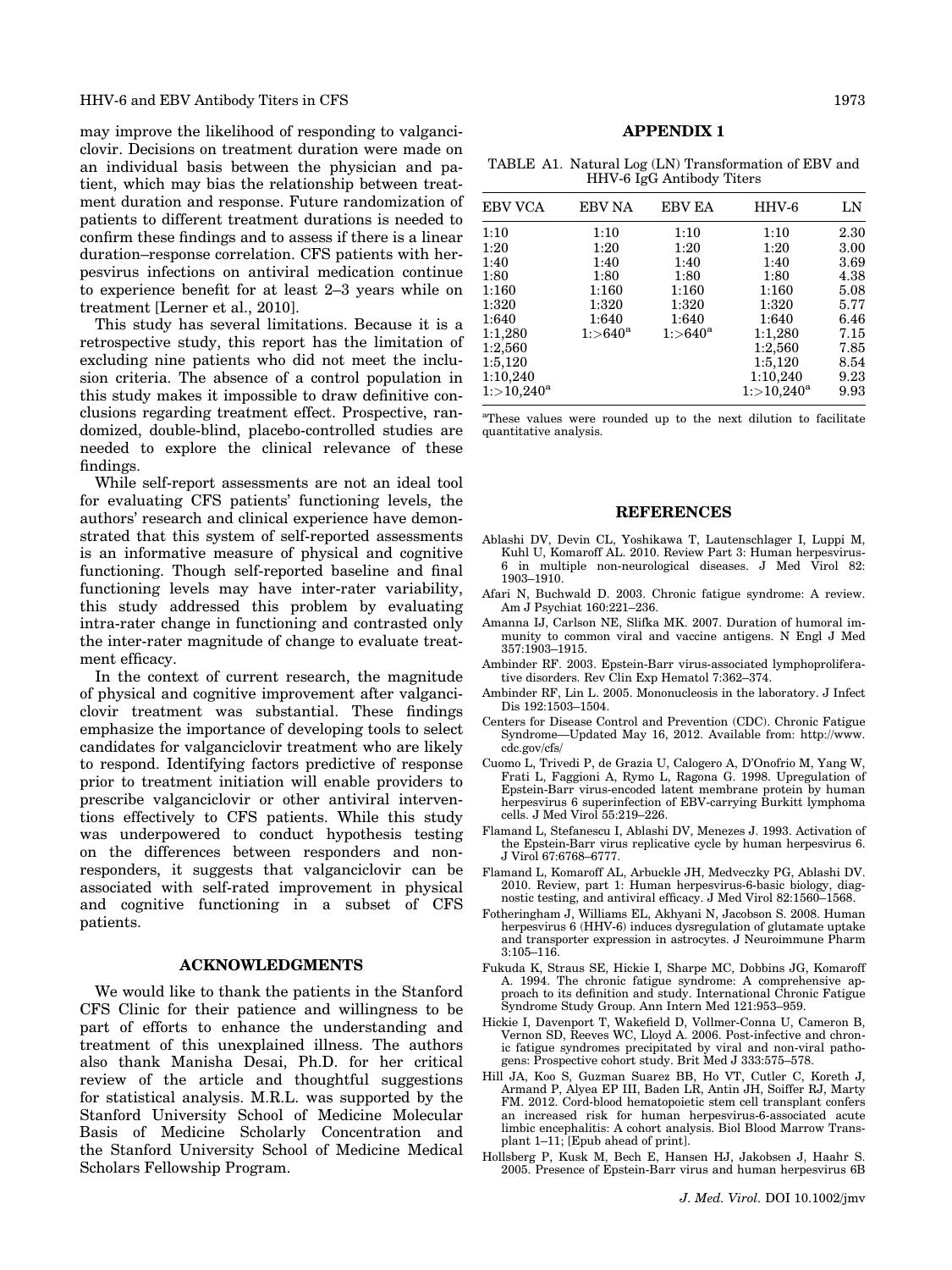may improve the likelihood of responding to valganciclovir. Decisions on treatment duration were made on an individual basis between the physician and patient, which may bias the relationship between treatment duration and response. Future randomization of patients to different treatment durations is needed to confirm these findings and to assess if there is a linear duration–response correlation. CFS patients with herpesvirus infections on antiviral medication continue to experience benefit for at least 2–3 years while on treatment [Lerner et al., 2010].

This study has several limitations. Because it is a retrospective study, this report has the limitation of excluding nine patients who did not meet the inclusion criteria. The absence of a control population in this study makes it impossible to draw definitive conclusions regarding treatment effect. Prospective, randomized, double-blind, placebo-controlled studies are needed to explore the clinical relevance of these findings.

While self-report assessments are not an ideal tool for evaluating CFS patients' functioning levels, the authors' research and clinical experience have demonstrated that this system of self-reported assessments is an informative measure of physical and cognitive functioning. Though self-reported baseline and final functioning levels may have inter-rater variability, this study addressed this problem by evaluating intra-rater change in functioning and contrasted only the inter-rater magnitude of change to evaluate treatment efficacy.

In the context of current research, the magnitude of physical and cognitive improvement after valganciclovir treatment was substantial. These findings emphasize the importance of developing tools to select candidates for valganciclovir treatment who are likely to respond. Identifying factors predictive of response prior to treatment initiation will enable providers to prescribe valganciclovir or other antiviral interventions effectively to CFS patients. While this study was underpowered to conduct hypothesis testing on the differences between responders and nonresponders, it suggests that valganciclovir can be associated with self-rated improvement in physical and cognitive functioning in a subset of CFS patients.

## ACKNOWLEDGMENTS

We would like to thank the patients in the Stanford CFS Clinic for their patience and willingness to be part of efforts to enhance the understanding and treatment of this unexplained illness. The authors also thank Manisha Desai, Ph.D. for her critical review of the article and thoughtful suggestions for statistical analysis. M.R.L. was supported by the Stanford University School of Medicine Molecular Basis of Medicine Scholarly Concentration and the Stanford University School of Medicine Medical Scholars Fellowship Program.

## APPENDIX 1

TABLE A1. Natural Log (LN) Transformation of EBV and HHV-6 IgG Antibody Titers

| EBV VCA | EBV NA | EBV EA | HHV-6 | LN |
|---|---|---|---|---|
| 1:10 | 1:10 | 1:10 | 1:10 | 2.30 |
| 1:20 | 1:20 | 1:20 | 1:20 | 3.00 |
| 1:40 | 1:40 | 1:40 | 1:40 | 3.69 |
| 1:80 | 1:80 | 1:80 | 1:80 | 4.38 |
| 1:160 | 1:160 | 1:160 | 1:160 | 5.08 |
| 1:320 | 1:320 | 1:320 | 1:320 | 5.77 |
| 1:640 | 1:640 | 1:640 | 1:640 | 6.46 |
| 1:1,280 | 1:>640[a] | 1:>640[a] | 1:1,280 | 7.15 |
| 1:2,560 | | | 1:2,560 | 7.85 |
| 1:5,120 | | | 1:5,120 | 8.54 |
| 1:10,240 | | | 1:10,240 | 9.23 |
| 1:>10,240[a] | | | 1:>10,240[a] | 9.93 |

[a]These values were rounded up to the next dilution to facilitate quantitative analysis.

## REFERENCES

Ablashi DV, Devin CL, Yoshikawa T, Lautenschlager I, Luppi M, Kuhl U, Komaroff AL. 2010. Review Part 3: Human herpesvirus-6 in multiple non-neurological diseases. J Med Virol 82: 1903–1910.

Afari N, Buchwald D. 2003. Chronic fatigue syndrome: A review. Am J Psychiat 160:221–236.

Amanna IJ, Carlson NE, Slifka MK. 2007. Duration of humoral immunity to common viral and vaccine antigens. N Engl J Med 357:1903–1915.

Ambinder RF. 2003. Epstein-Barr virus-associated lymphoproliferative disorders. Rev Clin Exp Hematol 7:362–374.

Ambinder RF, Lin L. 2005. Mononucleosis in the laboratory. J Infect Dis 192:1503–1504.

Centers for Disease Control and Prevention (CDC). Chronic Fatigue Syndrome—Updated May 16, 2012. Available from: http://www.cdc.gov/cfs/

Cuomo L, Trivedi P, de Grazia U, Calogero A, D'Onofrio M, Yang W, Frati L, Faggioni A, Rymo L, Ragona G. 1998. Upregulation of Epstein-Barr virus-encoded latent membrane protein by human herpesvirus 6 superinfection of EBV-carrying Burkitt lymphoma cells. J Med Virol 55:219–226.

Flamand L, Stefanescu I, Ablashi DV, Menezes J. 1993. Activation of the Epstein-Barr virus replicative cycle by human herpesvirus 6. J Virol 67:6768–6777.

Flamand L, Komaroff AL, Arbuckle JH, Medveczky PG, Ablashi DV. 2010. Review, part 1: Human herpesvirus-6-basic biology, diagnostic testing, and antiviral efficacy. J Med Virol 82:1560–1568.

Fotheringham J, Williams EL, Akhyani N, Jacobson S. 2008. Human herpesvirus 6 (HHV-6) induces dysregulation of glutamate uptake and transporter expression in astrocytes. J Neuroimmune Pharm 3:105–116.

Fukuda K, Straus SE, Hickie I, Sharpe MC, Dobbins JG, Komaroff A. 1994. The chronic fatigue syndrome: A comprehensive approach to its definition and study. International Chronic Fatigue Syndrome Study Group. Ann Intern Med 121:953–959.

Hickie I, Davenport T, Wakefield D, Vollmer-Conna U, Cameron B, Vernon SD, Reeves WC, Lloyd A. 2006. Post-infective and chronic fatigue syndromes precipitated by viral and non-viral pathogens: Prospective cohort study. Brit Med J 333:575–578.

Hill JA, Koo S, Guzman Suarez BB, Ho VT, Cutler C, Koreth J, Armand P, Alyea EP III, Baden LR, Antin JH, Soiffer RJ, Marty FM. 2012. Cord-blood hematopoietic stem cell transplant confers an increased risk for human herpesvirus-6-associated acute limbic encephalitis: A cohort analysis. Biol Blood Marrow Transplant 1–11; [Epub ahead of print].

Hollsberg P, Kusk M, Bech E, Hansen HJ, Jakobsen J, Haahr S. 2005. Presence of Epstein-Barr virus and human herpesvirus 6B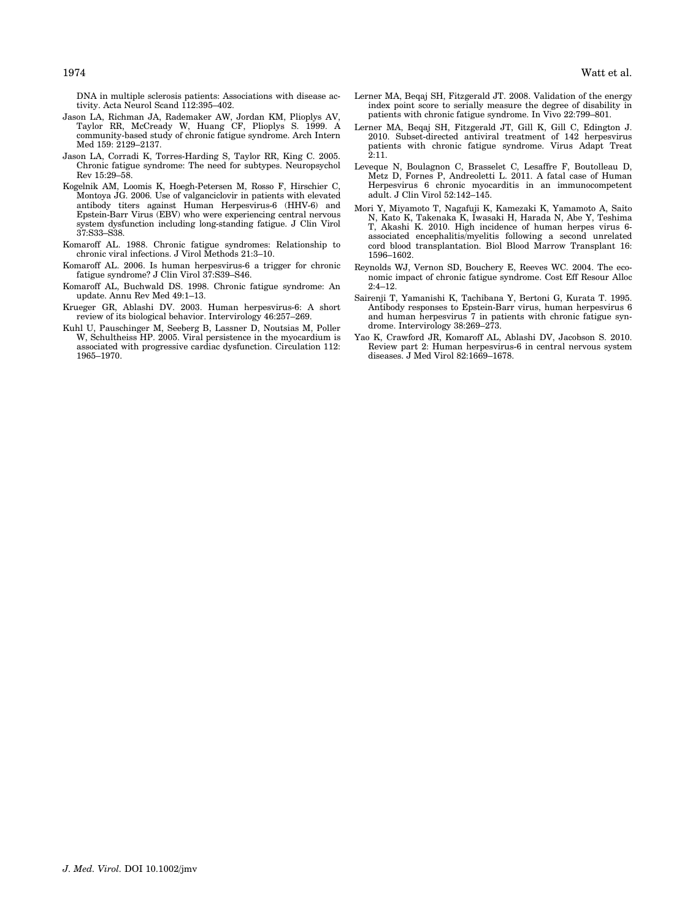DNA in multiple sclerosis patients: Associations with disease activity. Acta Neurol Scand 112:395–402.

Jason LA, Richman JA, Rademaker AW, Jordan KM, Plioplys AV, Taylor RR, McCready W, Huang CF, Plioplys S. 1999. A community-based study of chronic fatigue syndrome. Arch Intern Med 159: 2129–2137.

Jason LA, Corradi K, Torres-Harding S, Taylor RR, King C. 2005. Chronic fatigue syndrome: The need for subtypes. Neuropsychol Rev 15:29–58.

Kogelnik AM, Loomis K, Hoegh-Petersen M, Rosso F, Hirschier C, Montoya JG. 2006. Use of valganciclovir in patients with elevated antibody titers against Human Herpesvirus-6 (HHV-6) and Epstein-Barr Virus (EBV) who were experiencing central nervous system dysfunction including long-standing fatigue. J Clin Virol 37:S33–S38.

Komaroff AL. 1988. Chronic fatigue syndromes: Relationship to chronic viral infections. J Virol Methods 21:3–10.

Komaroff AL. 2006. Is human herpesvirus-6 a trigger for chronic fatigue syndrome? J Clin Virol 37:S39–S46.

Komaroff AL, Buchwald DS. 1998. Chronic fatigue syndrome: An update. Annu Rev Med 49:1–13.

Krueger GR, Ablashi DV. 2003. Human herpesvirus-6: A short review of its biological behavior. Intervirology 46:257–269.

Kuhl U, Pauschinger M, Seeberg B, Lassner D, Noutsias M, Poller W, Schultheiss HP. 2005. Viral persistence in the myocardium is associated with progressive cardiac dysfunction. Circulation 112: 1965–1970.

Lerner MA, Beqaj SH, Fitzgerald JT. 2008. Validation of the energy index point score to serially measure the degree of disability in patients with chronic fatigue syndrome. In Vivo 22:799–801.

Lerner MA, Beqaj SH, Fitzgerald JT, Gill K, Gill C, Edington J. 2010. Subset-directed antiviral treatment of 142 herpesvirus patients with chronic fatigue syndrome. Virus Adapt Treat 2:11.

Leveque N, Boulagnon C, Brasselet C, Lesaffre F, Boutolleau D, Metz D, Fornes P, Andreoletti L. 2011. A fatal case of Human Herpesvirus 6 chronic myocarditis in an immunocompetent adult. J Clin Virol 52:142–145.

Mori Y, Miyamoto T, Nagafuji K, Kamezaki K, Yamamoto A, Saito N, Kato K, Takenaka K, Iwasaki H, Harada N, Abe Y, Teshima T, Akashi K. 2010. High incidence of human herpes virus 6-associated encephalitis/myelitis following a second unrelated cord blood transplantation. Biol Blood Marrow Transplant 16: 1596–1602.

Reynolds WJ, Vernon SD, Bouchery E, Reeves WC. 2004. The economic impact of chronic fatigue syndrome. Cost Eff Resour Alloc 2:4–12.

Sairenji T, Yamanishi K, Tachibana Y, Bertoni G, Kurata T. 1995. Antibody responses to Epstein-Barr virus, human herpesvirus 6 and human herpesvirus 7 in patients with chronic fatigue syndrome. Intervirology 38:269–273.

Yao K, Crawford JR, Komaroff AL, Ablashi DV, Jacobson S. 2010. Review part 2: Human herpesvirus-6 in central nervous system diseases. J Med Virol 82:1669–1678.